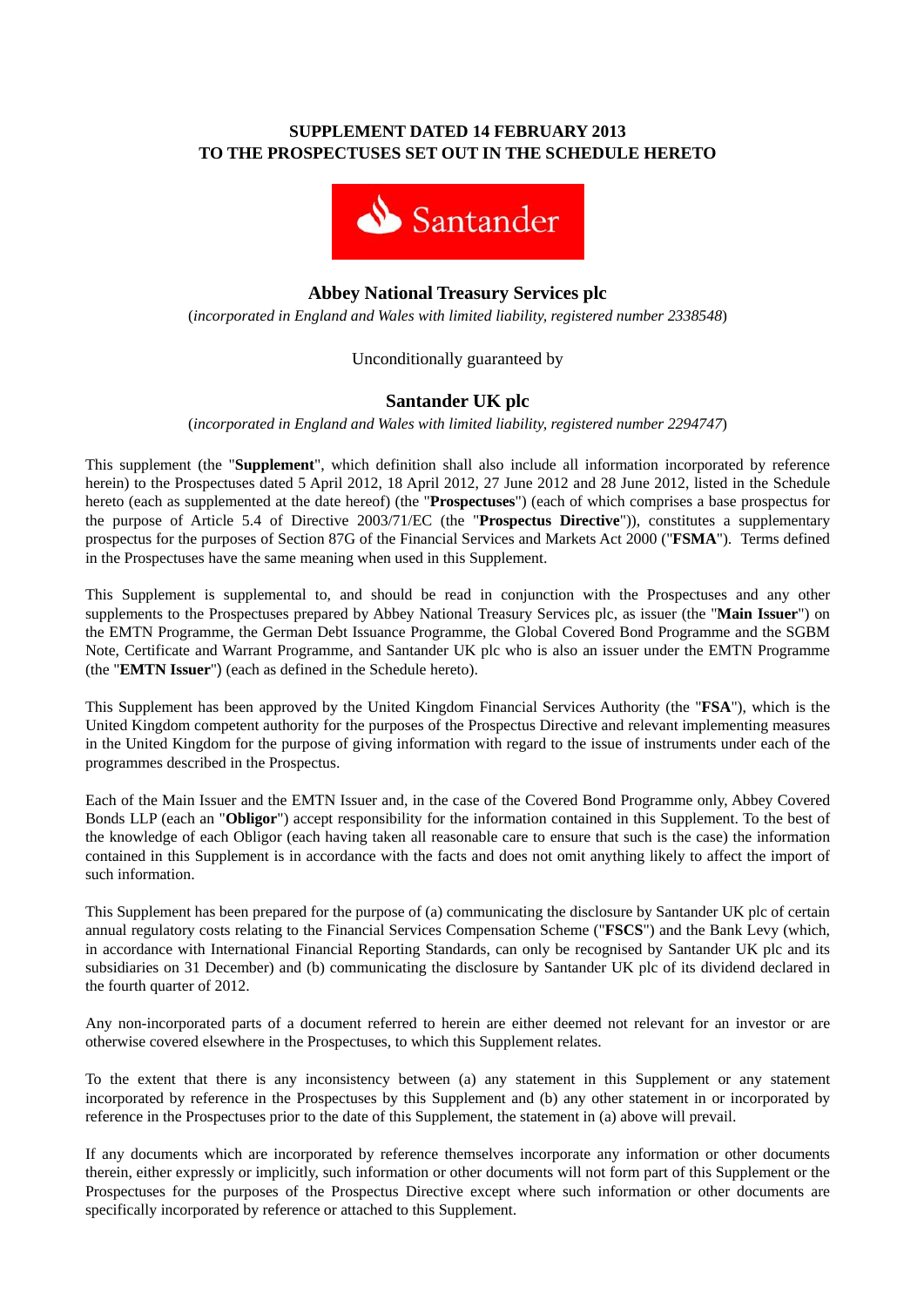**SUPPLEMENT DATED 14 FEBRUARY 2013**
**TO THE PROSPECTUSES SET OUT IN THE SCHEDULE HERETO**

Santander

## Abbey National Treasury Services plc

(*incorporated in England and Wales with limited liability, registered number 2338548*)

Unconditionally guaranteed by

## Santander UK plc

(*incorporated in England and Wales with limited liability, registered number 2294747*)

This supplement (the "**Supplement**", which definition shall also include all information incorporated by reference herein) to the Prospectuses dated 5 April 2012, 18 April 2012, 27 June 2012 and 28 June 2012, listed in the Schedule hereto (each as supplemented at the date hereof) (the "**Prospectuses**") (each of which comprises a base prospectus for the purpose of Article 5.4 of Directive 2003/71/EC (the "**Prospectus Directive**")), constitutes a supplementary prospectus for the purposes of Section 87G of the Financial Services and Markets Act 2000 ("**FSMA**"). Terms defined in the Prospectuses have the same meaning when used in this Supplement.

This Supplement is supplemental to, and should be read in conjunction with the Prospectuses and any other supplements to the Prospectuses prepared by Abbey National Treasury Services plc, as issuer (the "**Main Issuer**") on the EMTN Programme, the German Debt Issuance Programme, the Global Covered Bond Programme and the SGBM Note, Certificate and Warrant Programme, and Santander UK plc who is also an issuer under the EMTN Programme (the "**EMTN Issuer**") (each as defined in the Schedule hereto).

This Supplement has been approved by the United Kingdom Financial Services Authority (the "**FSA**"), which is the United Kingdom competent authority for the purposes of the Prospectus Directive and relevant implementing measures in the United Kingdom for the purpose of giving information with regard to the issue of instruments under each of the programmes described in the Prospectus.

Each of the Main Issuer and the EMTN Issuer and, in the case of the Covered Bond Programme only, Abbey Covered Bonds LLP (each an "**Obligor**") accept responsibility for the information contained in this Supplement. To the best of the knowledge of each Obligor (each having taken all reasonable care to ensure that such is the case) the information contained in this Supplement is in accordance with the facts and does not omit anything likely to affect the import of such information.

This Supplement has been prepared for the purpose of (a) communicating the disclosure by Santander UK plc of certain annual regulatory costs relating to the Financial Services Compensation Scheme ("**FSCS**") and the Bank Levy (which, in accordance with International Financial Reporting Standards, can only be recognised by Santander UK plc and its subsidiaries on 31 December) and (b) communicating the disclosure by Santander UK plc of its dividend declared in the fourth quarter of 2012.

Any non-incorporated parts of a document referred to herein are either deemed not relevant for an investor or are otherwise covered elsewhere in the Prospectuses, to which this Supplement relates.

To the extent that there is any inconsistency between (a) any statement in this Supplement or any statement incorporated by reference in the Prospectuses by this Supplement and (b) any other statement in or incorporated by reference in the Prospectuses prior to the date of this Supplement, the statement in (a) above will prevail.

If any documents which are incorporated by reference themselves incorporate any information or other documents therein, either expressly or implicitly, such information or other documents will not form part of this Supplement or the Prospectuses for the purposes of the Prospectus Directive except where such information or other documents are specifically incorporated by reference or attached to this Supplement.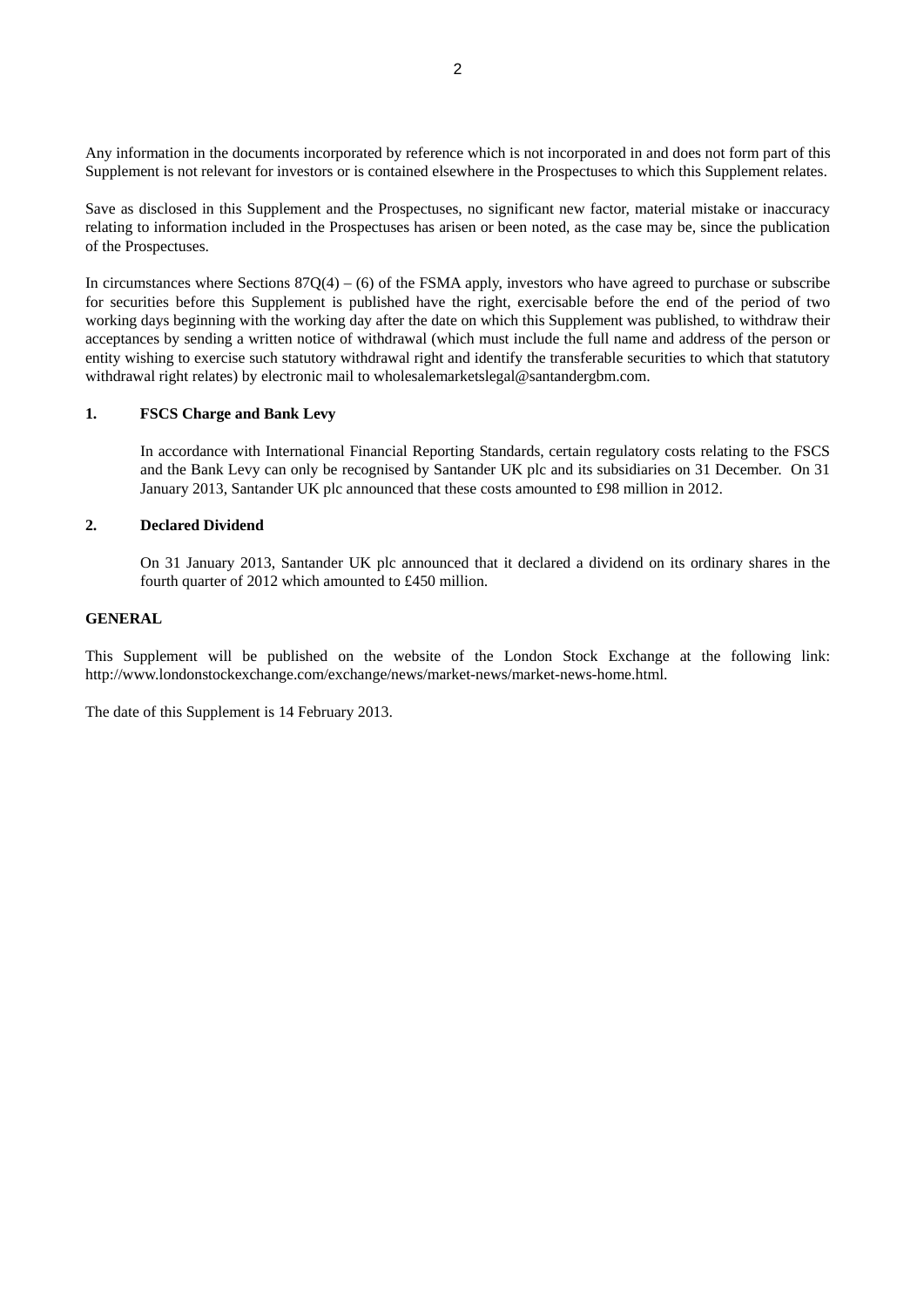Any information in the documents incorporated by reference which is not incorporated in and does not form part of this Supplement is not relevant for investors or is contained elsewhere in the Prospectuses to which this Supplement relates.

Save as disclosed in this Supplement and the Prospectuses, no significant new factor, material mistake or inaccuracy relating to information included in the Prospectuses has arisen or been noted, as the case may be, since the publication of the Prospectuses.

In circumstances where Sections 87Q(4) – (6) of the FSMA apply, investors who have agreed to purchase or subscribe for securities before this Supplement is published have the right, exercisable before the end of the period of two working days beginning with the working day after the date on which this Supplement was published, to withdraw their acceptances by sending a written notice of withdrawal (which must include the full name and address of the person or entity wishing to exercise such statutory withdrawal right and identify the transferable securities to which that statutory withdrawal right relates) by electronic mail to wholesalemarketslegal@santandergbm.com.

**1. FSCS Charge and Bank Levy**

In accordance with International Financial Reporting Standards, certain regulatory costs relating to the FSCS and the Bank Levy can only be recognised by Santander UK plc and its subsidiaries on 31 December. On 31 January 2013, Santander UK plc announced that these costs amounted to £98 million in 2012.

**2. Declared Dividend**

On 31 January 2013, Santander UK plc announced that it declared a dividend on its ordinary shares in the fourth quarter of 2012 which amounted to £450 million.

**GENERAL**

This Supplement will be published on the website of the London Stock Exchange at the following link: http://www.londonstockexchange.com/exchange/news/market-news/market-news-home.html.

The date of this Supplement is 14 February 2013.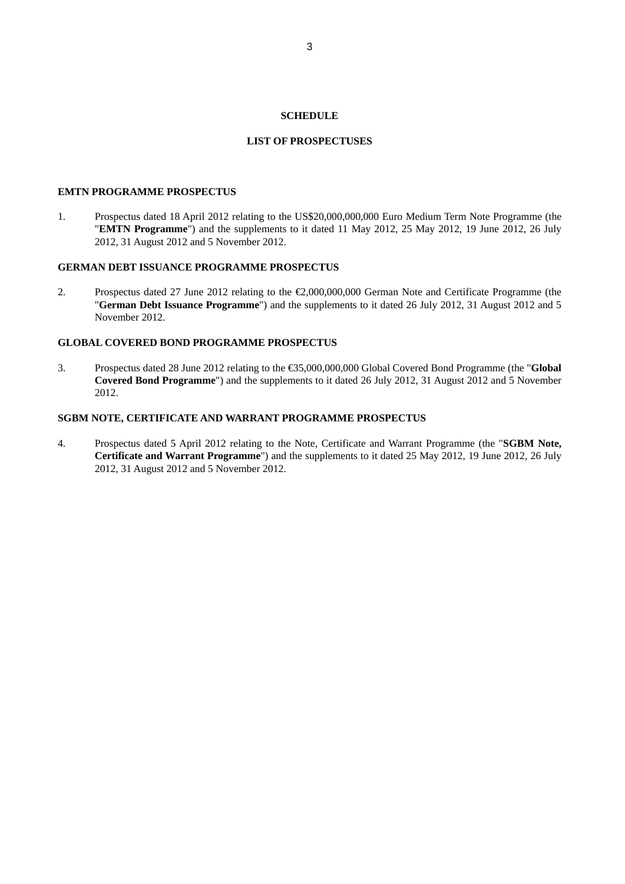# SCHEDULE

## LIST OF PROSPECTUSES

### EMTN PROGRAMME PROSPECTUS

1. Prospectus dated 18 April 2012 relating to the US$20,000,000,000 Euro Medium Term Note Programme (the "**EMTN Programme**") and the supplements to it dated 11 May 2012, 25 May 2012, 19 June 2012, 26 July 2012, 31 August 2012 and 5 November 2012.

### GERMAN DEBT ISSUANCE PROGRAMME PROSPECTUS

2. Prospectus dated 27 June 2012 relating to the €2,000,000,000 German Note and Certificate Programme (the "**German Debt Issuance Programme**") and the supplements to it dated 26 July 2012, 31 August 2012 and 5 November 2012.

### GLOBAL COVERED BOND PROGRAMME PROSPECTUS

3. Prospectus dated 28 June 2012 relating to the €35,000,000,000 Global Covered Bond Programme (the "**Global Covered Bond Programme**") and the supplements to it dated 26 July 2012, 31 August 2012 and 5 November 2012.

### SGBM NOTE, CERTIFICATE AND WARRANT PROGRAMME PROSPECTUS

4. Prospectus dated 5 April 2012 relating to the Note, Certificate and Warrant Programme (the "**SGBM Note, Certificate and Warrant Programme**") and the supplements to it dated 25 May 2012, 19 June 2012, 26 July 2012, 31 August 2012 and 5 November 2012.